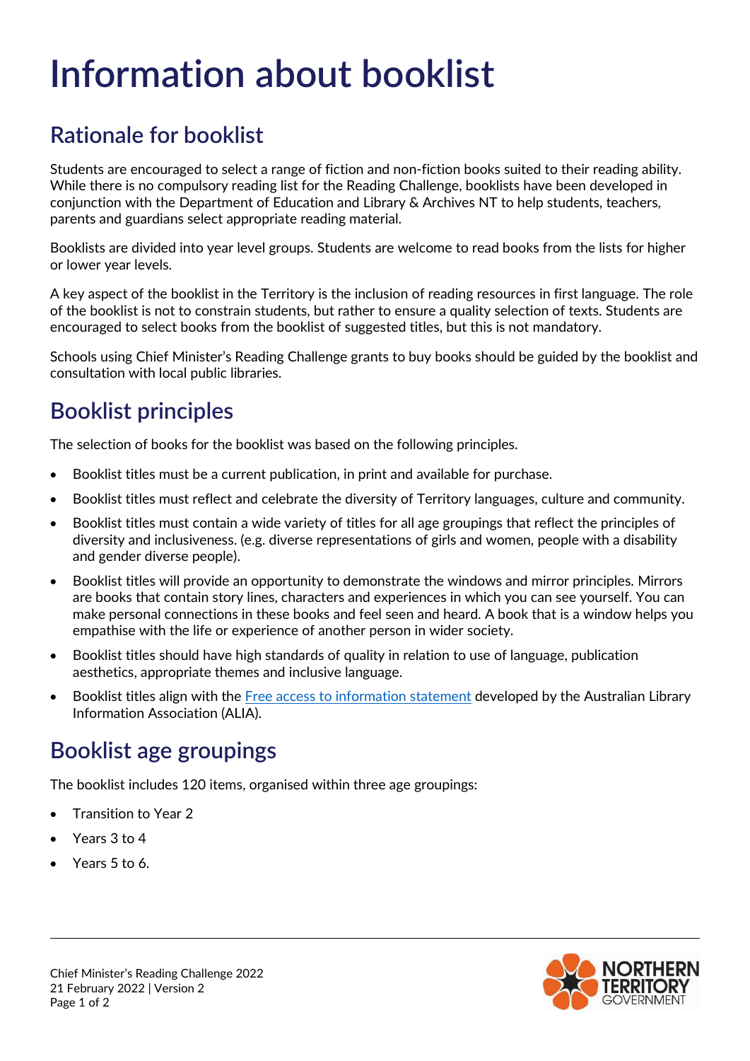# Information about booklist

## Rationale for booklist

Students are encouraged to select a range of fiction and non-fiction books suited to their reading ability. While there is no compulsory reading list for the Reading Challenge, booklists have been developed in conjunction with the Department of Education and Library & Archives NT to help students, teachers, parents and guardians select appropriate reading material.

Booklists are divided into year level groups. Students are welcome to read books from the lists for higher or lower year levels.

A key aspect of the booklist in the Territory is the inclusion of reading resources in first language. The role of the booklist is not to constrain students, but rather to ensure a quality selection of texts. Students are encouraged to select books from the booklist of suggested titles, but this is not mandatory.

Schools using Chief Minister's Reading Challenge grants to buy books should be guided by the booklist and consultation with local public libraries.

## Booklist principles

The selection of books for the booklist was based on the following principles.

- Booklist titles must be a current publication, in print and available for purchase.
- Booklist titles must reflect and celebrate the diversity of Territory languages, culture and community.
- Booklist titles must contain a wide variety of titles for all age groupings that reflect the principles of diversity and inclusiveness. (e.g. diverse representations of girls and women, people with a disability and gender diverse people).
- Booklist titles will provide an opportunity to demonstrate the windows and mirror principles. Mirrors are books that contain story lines, characters and experiences in which you can see yourself. You can make personal connections in these books and feel seen and heard. A book that is a window helps you empathise with the life or experience of another person in wider society.
- Booklist titles should have high standards of quality in relation to use of language, publication aesthetics, appropriate themes and inclusive language.
- Booklist titles align with the Free access to information statement developed by the Australian Library Information Association (ALIA).

## Booklist age groupings

The booklist includes 120 items, organised within three age groupings:

- Transition to Year 2
- Years 3 to 4
- Years 5 to 6.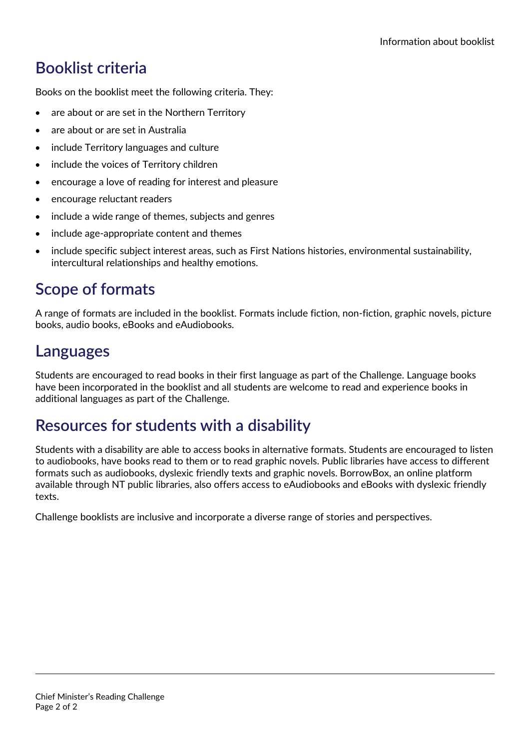## Booklist criteria

Books on the booklist meet the following criteria. They:

- are about or are set in the Northern Territory
- are about or are set in Australia
- include Territory languages and culture
- include the voices of Territory children
- encourage a love of reading for interest and pleasure
- encourage reluctant readers
- include a wide range of themes, subjects and genres
- include age-appropriate content and themes
- include specific subject interest areas, such as First Nations histories, environmental sustainability, intercultural relationships and healthy emotions.

## Scope of formats

A range of formats are included in the booklist. Formats include fiction, non-fiction, graphic novels, picture books, audio books, eBooks and eAudiobooks.

## Languages

Students are encouraged to read books in their first language as part of the Challenge. Language books have been incorporated in the booklist and all students are welcome to read and experience books in additional languages as part of the Challenge.

## Resources for students with a disability

Students with a disability are able to access books in alternative formats. Students are encouraged to listen to audiobooks, have books read to them or to read graphic novels. Public libraries have access to different formats such as audiobooks, dyslexic friendly texts and graphic novels. BorrowBox, an online platform available through NT public libraries, also offers access to eAudiobooks and eBooks with dyslexic friendly texts.

Challenge booklists are inclusive and incorporate a diverse range of stories and perspectives.